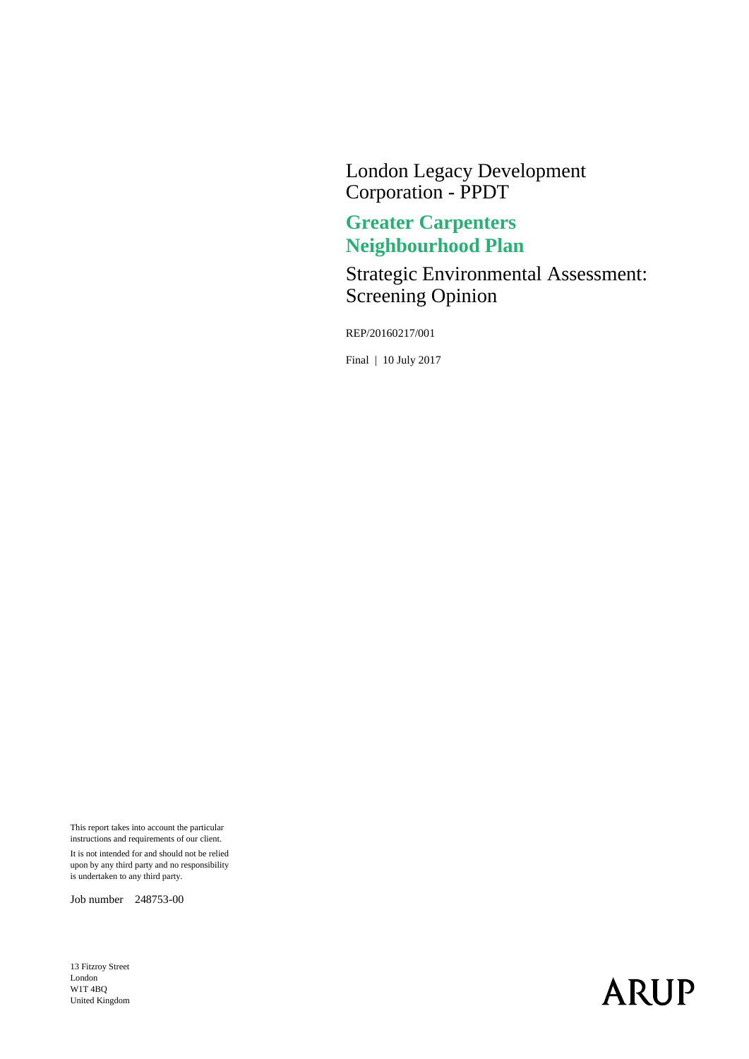London Legacy Development Corporation - PPDT

# Greater Carpenters Neighbourhood Plan

## Strategic Environmental Assessment: Screening Opinion

REP/20160217/001

Final | 10 July 2017

This report takes into account the particular instructions and requirements of our client.

It is not intended for and should not be relied upon by any third party and no responsibility is undertaken to any third party.

Job number 248753-00

13 Fitzroy Street
London
W1T 4BQ
United Kingdom

ARUP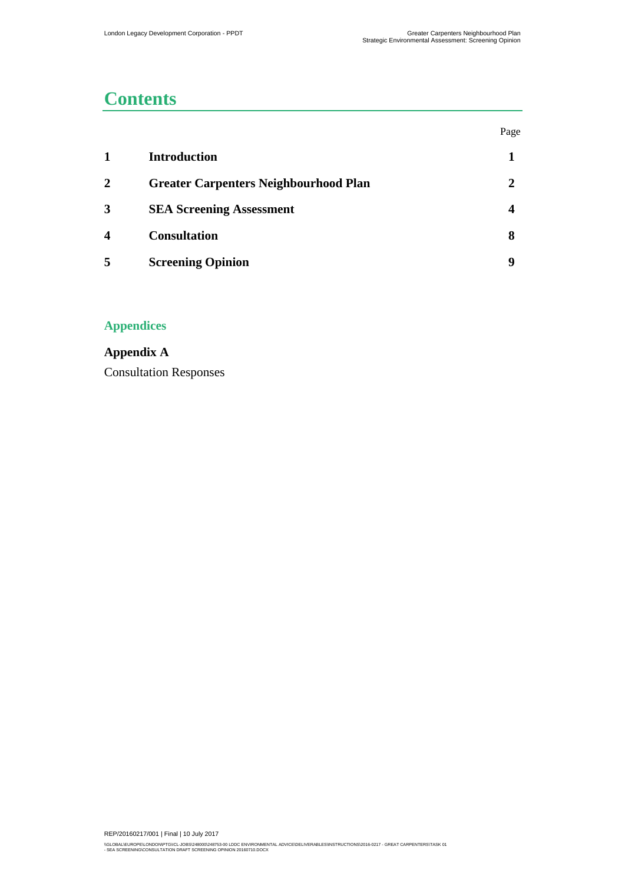# Contents

| | | Page |
|---|---|---|
| **1** | **Introduction** | **1** |
| **2** | **Greater Carpenters Neighbourhood Plan** | **2** |
| **3** | **SEA Screening Assessment** | **4** |
| **4** | **Consultation** | **8** |
| **5** | **Screening Opinion** | **9** |

## Appendices

**Appendix A**

Consultation Responses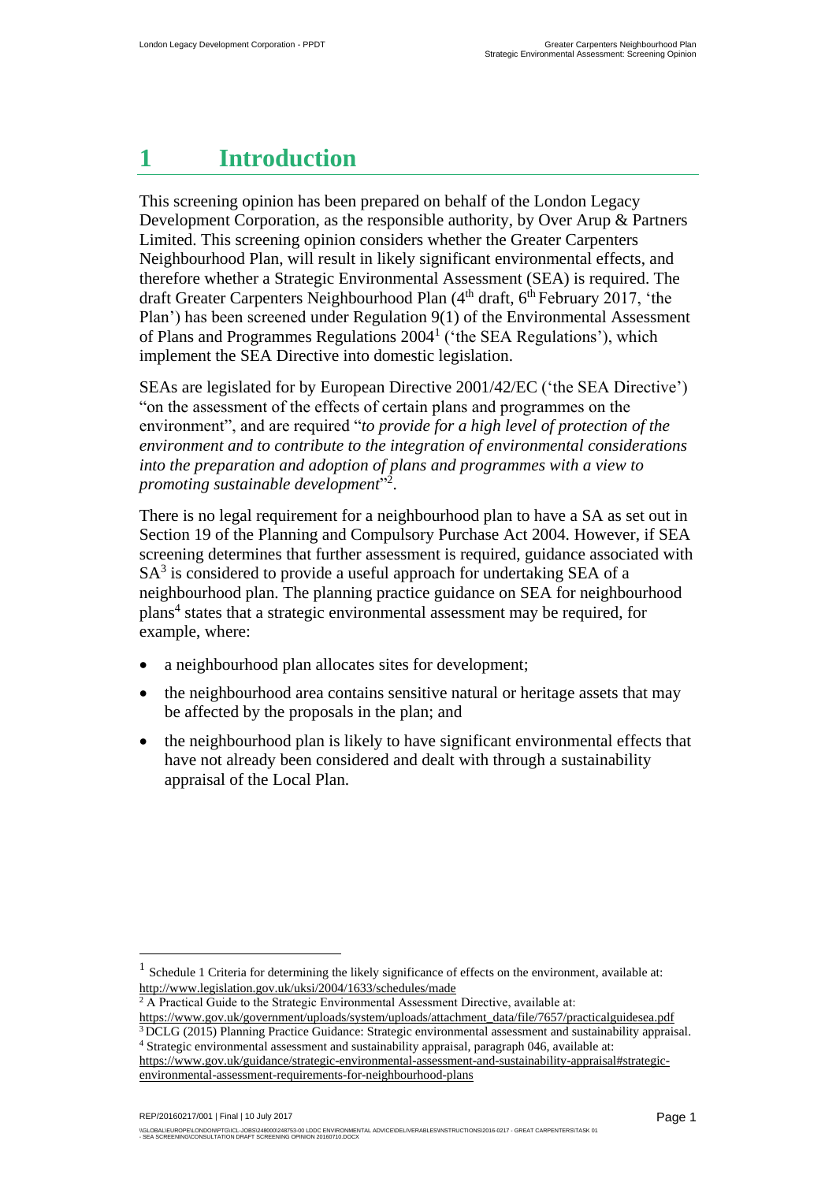# 1 Introduction

This screening opinion has been prepared on behalf of the London Legacy Development Corporation, as the responsible authority, by Over Arup & Partners Limited. This screening opinion considers whether the Greater Carpenters Neighbourhood Plan, will result in likely significant environmental effects, and therefore whether a Strategic Environmental Assessment (SEA) is required. The draft Greater Carpenters Neighbourhood Plan (4th draft, 6th February 2017, 'the Plan') has been screened under Regulation 9(1) of the Environmental Assessment of Plans and Programmes Regulations 2004[1] ('the SEA Regulations'), which implement the SEA Directive into domestic legislation.

SEAs are legislated for by European Directive 2001/42/EC ('the SEA Directive') "on the assessment of the effects of certain plans and programmes on the environment", and are required "*to provide for a high level of protection of the environment and to contribute to the integration of environmental considerations into the preparation and adoption of plans and programmes with a view to promoting sustainable development*"[2].

There is no legal requirement for a neighbourhood plan to have a SA as set out in Section 19 of the Planning and Compulsory Purchase Act 2004. However, if SEA screening determines that further assessment is required, guidance associated with SA[3] is considered to provide a useful approach for undertaking SEA of a neighbourhood plan. The planning practice guidance on SEA for neighbourhood plans[4] states that a strategic environmental assessment may be required, for example, where:

- a neighbourhood plan allocates sites for development;
- the neighbourhood area contains sensitive natural or heritage assets that may be affected by the proposals in the plan; and
- the neighbourhood plan is likely to have significant environmental effects that have not already been considered and dealt with through a sustainability appraisal of the Local Plan.

---

[1] Schedule 1 Criteria for determining the likely significance of effects on the environment, available at: http://www.legislation.gov.uk/uksi/2004/1633/schedules/made

[2] A Practical Guide to the Strategic Environmental Assessment Directive, available at: https://www.gov.uk/government/uploads/system/uploads/attachment_data/file/7657/practicalguidesea.pdf

[3] DCLG (2015) Planning Practice Guidance: Strategic environmental assessment and sustainability appraisal.

[4] Strategic environmental assessment and sustainability appraisal, paragraph 046, available at: https://www.gov.uk/guidance/strategic-environmental-assessment-and-sustainability-appraisal#strategic-environmental-assessment-requirements-for-neighbourhood-plans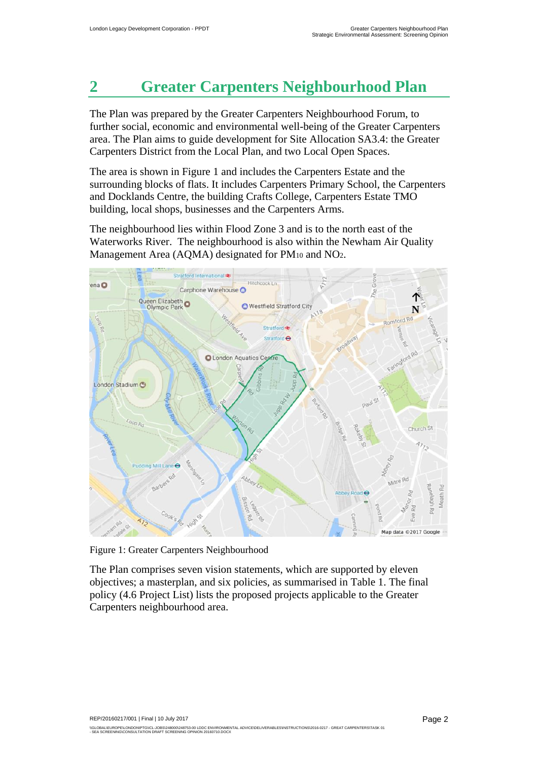# 2 Greater Carpenters Neighbourhood Plan

The Plan was prepared by the Greater Carpenters Neighbourhood Forum, to further social, economic and environmental well-being of the Greater Carpenters area. The Plan aims to guide development for Site Allocation SA3.4: the Greater Carpenters District from the Local Plan, and two Local Open Spaces.

The area is shown in Figure 1 and includes the Carpenters Estate and the surrounding blocks of flats. It includes Carpenters Primary School, the Carpenters and Docklands Centre, the building Crafts College, Carpenters Estate TMO building, local shops, businesses and the Carpenters Arms.

The neighbourhood lies within Flood Zone 3 and is to the north east of the Waterworks River. The neighbourhood is also within the Newham Air Quality Management Area (AQMA) designated for $PM_{10}$ and $NO_2$.

Figure 1: Greater Carpenters Neighbourhood

The Plan comprises seven vision statements, which are supported by eleven objectives; a masterplan, and six policies, as summarised in Table 1. The final policy (4.6 Project List) lists the proposed projects applicable to the Greater Carpenters neighbourhood area.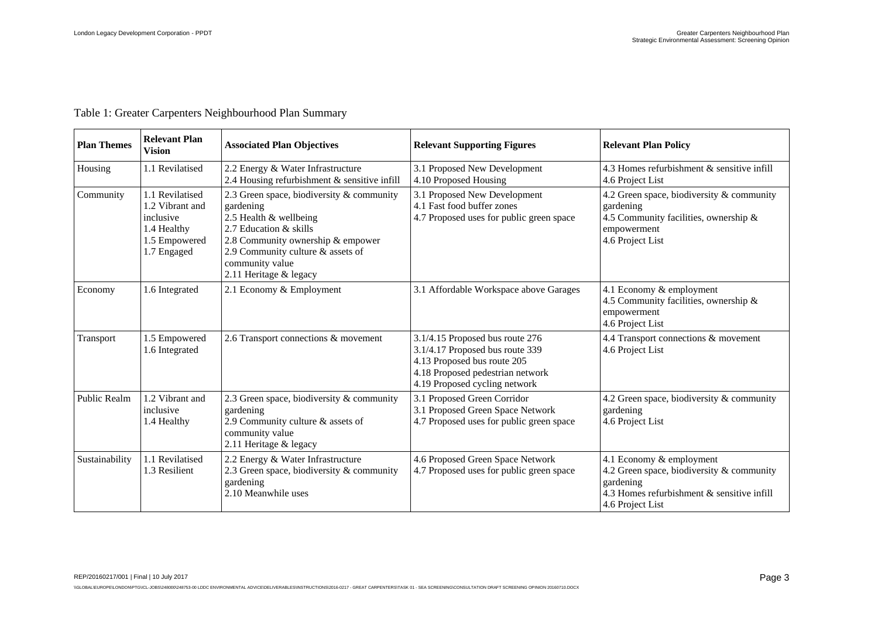Table 1: Greater Carpenters Neighbourhood Plan Summary

| Plan Themes | Relevant Plan Vision | Associated Plan Objectives | Relevant Supporting Figures | Relevant Plan Policy |
|---|---|---|---|---|
| Housing | 1.1 Revitalised | 2.2 Energy & Water Infrastructure<br>2.4 Housing refurbishment & sensitive infill | 3.1 Proposed New Development<br>4.10 Proposed Housing | 4.3 Homes refurbishment & sensitive infill<br>4.6 Project List |
| Community | 1.1 Revitalised<br>1.2 Vibrant and inclusive<br>1.4 Healthy<br>1.5 Empowered<br>1.7 Engaged | 2.3 Green space, biodiversity & community gardening<br>2.5 Health & wellbeing<br>2.7 Education & skills<br>2.8 Community ownership & empower<br>2.9 Community culture & assets of community value<br>2.11 Heritage & legacy | 3.1 Proposed New Development<br>4.1 Fast food buffer zones<br>4.7 Proposed uses for public green space | 4.2 Green space, biodiversity & community gardening<br>4.5 Community facilities, ownership & empowerment<br>4.6 Project List |
| Economy | 1.6 Integrated | 2.1 Economy & Employment | 3.1 Affordable Workspace above Garages | 4.1 Economy & employment<br>4.5 Community facilities, ownership & empowerment<br>4.6 Project List |
| Transport | 1.5 Empowered<br>1.6 Integrated | 2.6 Transport connections & movement | 3.1/4.15 Proposed bus route 276<br>3.1/4.17 Proposed bus route 339<br>4.13 Proposed bus route 205<br>4.18 Proposed pedestrian network<br>4.19 Proposed cycling network | 4.4 Transport connections & movement<br>4.6 Project List |
| Public Realm | 1.2 Vibrant and inclusive<br>1.4 Healthy | 2.3 Green space, biodiversity & community gardening<br>2.9 Community culture & assets of community value<br>2.11 Heritage & legacy | 3.1 Proposed Green Corridor<br>3.1 Proposed Green Space Network<br>4.7 Proposed uses for public green space | 4.2 Green space, biodiversity & community gardening<br>4.6 Project List |
| Sustainability | 1.1 Revitalised<br>1.3 Resilient | 2.2 Energy & Water Infrastructure<br>2.3 Green space, biodiversity & community gardening<br>2.10 Meanwhile uses | 4.6 Proposed Green Space Network<br>4.7 Proposed uses for public green space | 4.1 Economy & employment<br>4.2 Green space, biodiversity & community gardening<br>4.3 Homes refurbishment & sensitive infill<br>4.6 Project List |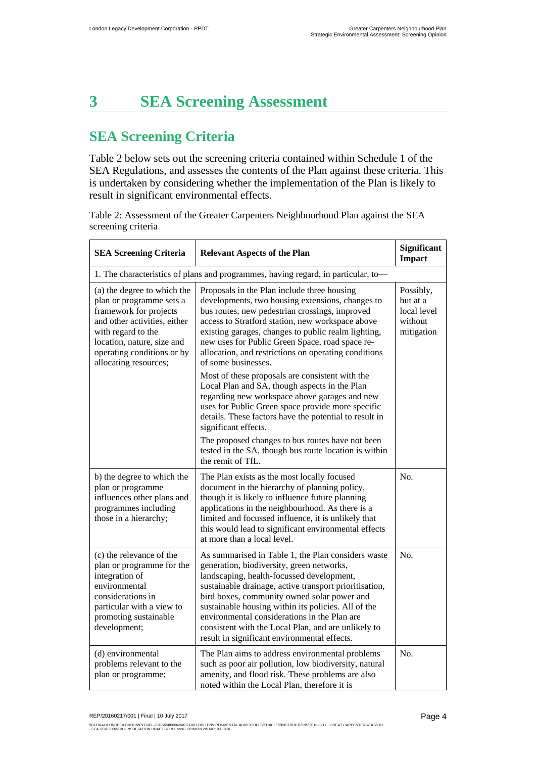# 3 SEA Screening Assessment

## SEA Screening Criteria

Table 2 below sets out the screening criteria contained within Schedule 1 of the SEA Regulations, and assesses the contents of the Plan against these criteria. This is undertaken by considering whether the implementation of the Plan is likely to result in significant environmental effects.

Table 2: Assessment of the Greater Carpenters Neighbourhood Plan against the SEA screening criteria

| SEA Screening Criteria | Relevant Aspects of the Plan | Significant Impact |
|---|---|---|
| 1. The characteristics of plans and programmes, having regard, in particular, to— | | |
| (a) the degree to which the plan or programme sets a framework for projects and other activities, either with regard to the location, nature, size and operating conditions or by allocating resources; | Proposals in the Plan include three housing developments, two housing extensions, changes to bus routes, new pedestrian crossings, improved access to Stratford station, new workspace above existing garages, changes to public realm lighting, new uses for Public Green Space, road space re-allocation, and restrictions on operating conditions of some businesses.<br><br>Most of these proposals are consistent with the Local Plan and SA, though aspects in the Plan regarding new workspace above garages and new uses for Public Green space provide more specific details. These factors have the potential to result in significant effects.<br><br>The proposed changes to bus routes have not been tested in the SA, though bus route location is within the remit of TfL. | Possibly, but at a local level without mitigation |
| b) the degree to which the plan or programme influences other plans and programmes including those in a hierarchy; | The Plan exists as the most locally focused document in the hierarchy of planning policy, though it is likely to influence future planning applications in the neighbourhood. As there is a limited and focussed influence, it is unlikely that this would lead to significant environmental effects at more than a local level. | No. |
| (c) the relevance of the plan or programme for the integration of environmental considerations in particular with a view to promoting sustainable development; | As summarised in Table 1, the Plan considers waste generation, biodiversity, green networks, landscaping, health-focussed development, sustainable drainage, active transport prioritisation, bird boxes, community owned solar power and sustainable housing within its policies. All of the environmental considerations in the Plan are consistent with the Local Plan, and are unlikely to result in significant environmental effects. | No. |
| (d) environmental problems relevant to the plan or programme; | The Plan aims to address environmental problems such as poor air pollution, low biodiversity, natural amenity, and flood risk. These problems are also noted within the Local Plan, therefore it is | No. |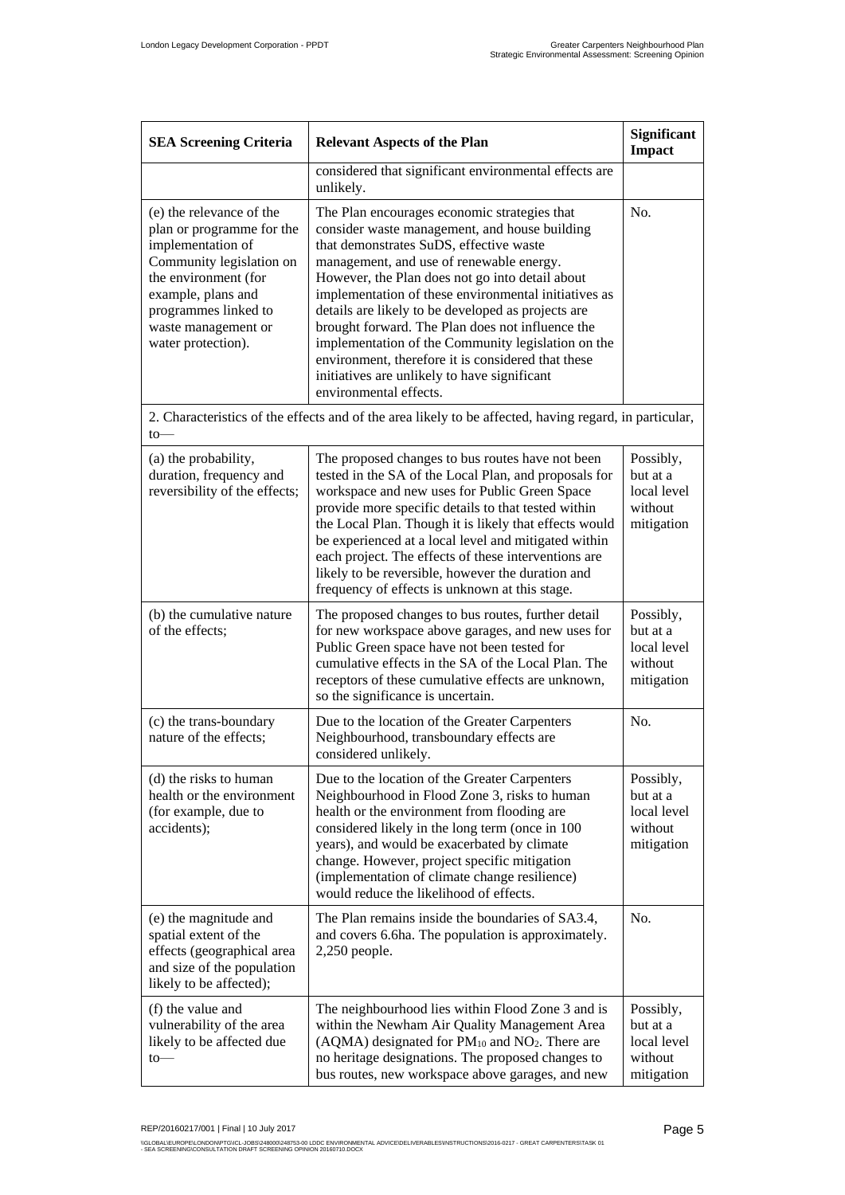| SEA Screening Criteria | Relevant Aspects of the Plan | Significant Impact |
|---|---|---|
| | considered that significant environmental effects are unlikely. | |
| (e) the relevance of the plan or programme for the implementation of Community legislation on the environment (for example, plans and programmes linked to waste management or water protection). | The Plan encourages economic strategies that consider waste management, and house building that demonstrates SuDS, effective waste management, and use of renewable energy. However, the Plan does not go into detail about implementation of these environmental initiatives as details are likely to be developed as projects are brought forward. The Plan does not influence the implementation of the Community legislation on the environment, therefore it is considered that these initiatives are unlikely to have significant environmental effects. | No. |
| 2. Characteristics of the effects and of the area likely to be affected, having regard, in particular, to— | | |
| (a) the probability, duration, frequency and reversibility of the effects; | The proposed changes to bus routes have not been tested in the SA of the Local Plan, and proposals for workspace and new uses for Public Green Space provide more specific details to that tested within the Local Plan. Though it is likely that effects would be experienced at a local level and mitigated within each project. The effects of these interventions are likely to be reversible, however the duration and frequency of effects is unknown at this stage. | Possibly, but at a local level without mitigation |
| (b) the cumulative nature of the effects; | The proposed changes to bus routes, further detail for new workspace above garages, and new uses for Public Green space have not been tested for cumulative effects in the SA of the Local Plan. The receptors of these cumulative effects are unknown, so the significance is uncertain. | Possibly, but at a local level without mitigation |
| (c) the trans-boundary nature of the effects; | Due to the location of the Greater Carpenters Neighbourhood, transboundary effects are considered unlikely. | No. |
| (d) the risks to human health or the environment (for example, due to accidents); | Due to the location of the Greater Carpenters Neighbourhood in Flood Zone 3, risks to human health or the environment from flooding are considered likely in the long term (once in 100 years), and would be exacerbated by climate change. However, project specific mitigation (implementation of climate change resilience) would reduce the likelihood of effects. | Possibly, but at a local level without mitigation |
| (e) the magnitude and spatial extent of the effects (geographical area and size of the population likely to be affected); | The Plan remains inside the boundaries of SA3.4, and covers 6.6ha. The population is approximately. 2,250 people. | No. |
| (f) the value and vulnerability of the area likely to be affected due to— | The neighbourhood lies within Flood Zone 3 and is within the Newham Air Quality Management Area (AQMA) designated for $PM_{10}$ and $NO_2$. There are no heritage designations. The proposed changes to bus routes, new workspace above garages, and new | Possibly, but at a local level without mitigation |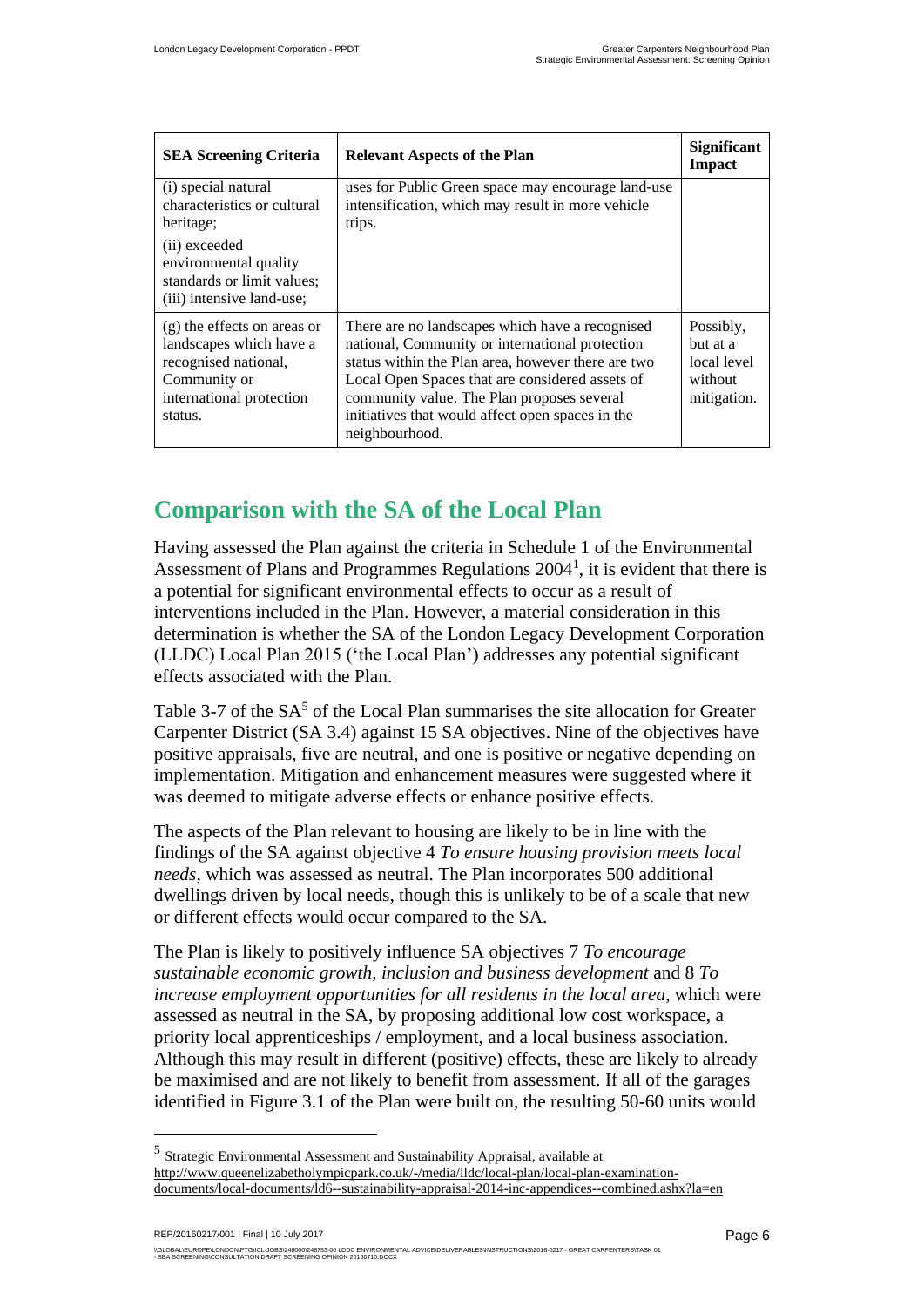| SEA Screening Criteria | Relevant Aspects of the Plan | Significant Impact |
|---|---|---|
| (i) special natural characteristics or cultural heritage;<br>(ii) exceeded environmental quality standards or limit values;<br>(iii) intensive land-use; | uses for Public Green space may encourage land-use intensification, which may result in more vehicle trips. | |
| (g) the effects on areas or landscapes which have a recognised national, Community or international protection status. | There are no landscapes which have a recognised national, Community or international protection status within the Plan area, however there are two Local Open Spaces that are considered assets of community value. The Plan proposes several initiatives that would affect open spaces in the neighbourhood. | Possibly, but at a local level without mitigation. |

# Comparison with the SA of the Local Plan

Having assessed the Plan against the criteria in Schedule 1 of the Environmental Assessment of Plans and Programmes Regulations 2004[1], it is evident that there is a potential for significant environmental effects to occur as a result of interventions included in the Plan. However, a material consideration in this determination is whether the SA of the London Legacy Development Corporation (LLDC) Local Plan 2015 ('the Local Plan') addresses any potential significant effects associated with the Plan.

Table 3-7 of the SA[5] of the Local Plan summarises the site allocation for Greater Carpenter District (SA 3.4) against 15 SA objectives. Nine of the objectives have positive appraisals, five are neutral, and one is positive or negative depending on implementation. Mitigation and enhancement measures were suggested where it was deemed to mitigate adverse effects or enhance positive effects.

The aspects of the Plan relevant to housing are likely to be in line with the findings of the SA against objective 4 *To ensure housing provision meets local needs*, which was assessed as neutral. The Plan incorporates 500 additional dwellings driven by local needs, though this is unlikely to be of a scale that new or different effects would occur compared to the SA.

The Plan is likely to positively influence SA objectives 7 *To encourage sustainable economic growth, inclusion and business development* and 8 *To increase employment opportunities for all residents in the local area*, which were assessed as neutral in the SA, by proposing additional low cost workspace, a priority local apprenticeships / employment, and a local business association. Although this may result in different (positive) effects, these are likely to already be maximised and are not likely to benefit from assessment. If all of the garages identified in Figure 3.1 of the Plan were built on, the resulting 50-60 units would

[5] Strategic Environmental Assessment and Sustainability Appraisal, available at http://www.queenelizabetholympicpark.co.uk/-/media/lldc/local-plan/local-plan-examination-documents/local-documents/ld6--sustainability-appraisal-2014-inc-appendices--combined.ashx?la=en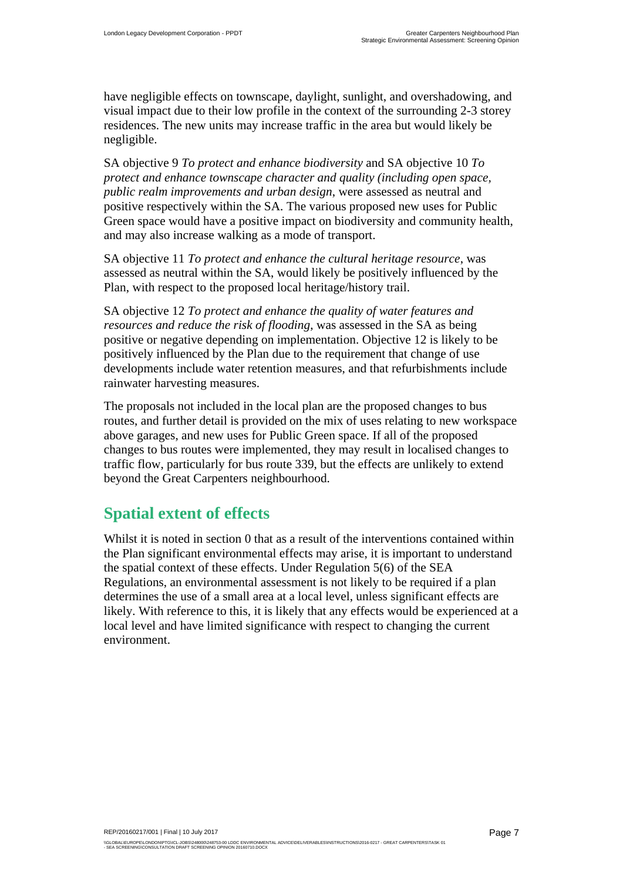have negligible effects on townscape, daylight, sunlight, and overshadowing, and visual impact due to their low profile in the context of the surrounding 2-3 storey residences. The new units may increase traffic in the area but would likely be negligible.

SA objective 9 *To protect and enhance biodiversity* and SA objective 10 *To protect and enhance townscape character and quality (including open space, public realm improvements and urban design*, were assessed as neutral and positive respectively within the SA. The various proposed new uses for Public Green space would have a positive impact on biodiversity and community health, and may also increase walking as a mode of transport.

SA objective 11 *To protect and enhance the cultural heritage resource*, was assessed as neutral within the SA, would likely be positively influenced by the Plan, with respect to the proposed local heritage/history trail.

SA objective 12 *To protect and enhance the quality of water features and resources and reduce the risk of flooding*, was assessed in the SA as being positive or negative depending on implementation. Objective 12 is likely to be positively influenced by the Plan due to the requirement that change of use developments include water retention measures, and that refurbishments include rainwater harvesting measures.

The proposals not included in the local plan are the proposed changes to bus routes, and further detail is provided on the mix of uses relating to new workspace above garages, and new uses for Public Green space. If all of the proposed changes to bus routes were implemented, they may result in localised changes to traffic flow, particularly for bus route 339, but the effects are unlikely to extend beyond the Great Carpenters neighbourhood.

## Spatial extent of effects

Whilst it is noted in section 0 that as a result of the interventions contained within the Plan significant environmental effects may arise, it is important to understand the spatial context of these effects. Under Regulation 5(6) of the SEA Regulations, an environmental assessment is not likely to be required if a plan determines the use of a small area at a local level, unless significant effects are likely. With reference to this, it is likely that any effects would be experienced at a local level and have limited significance with respect to changing the current environment.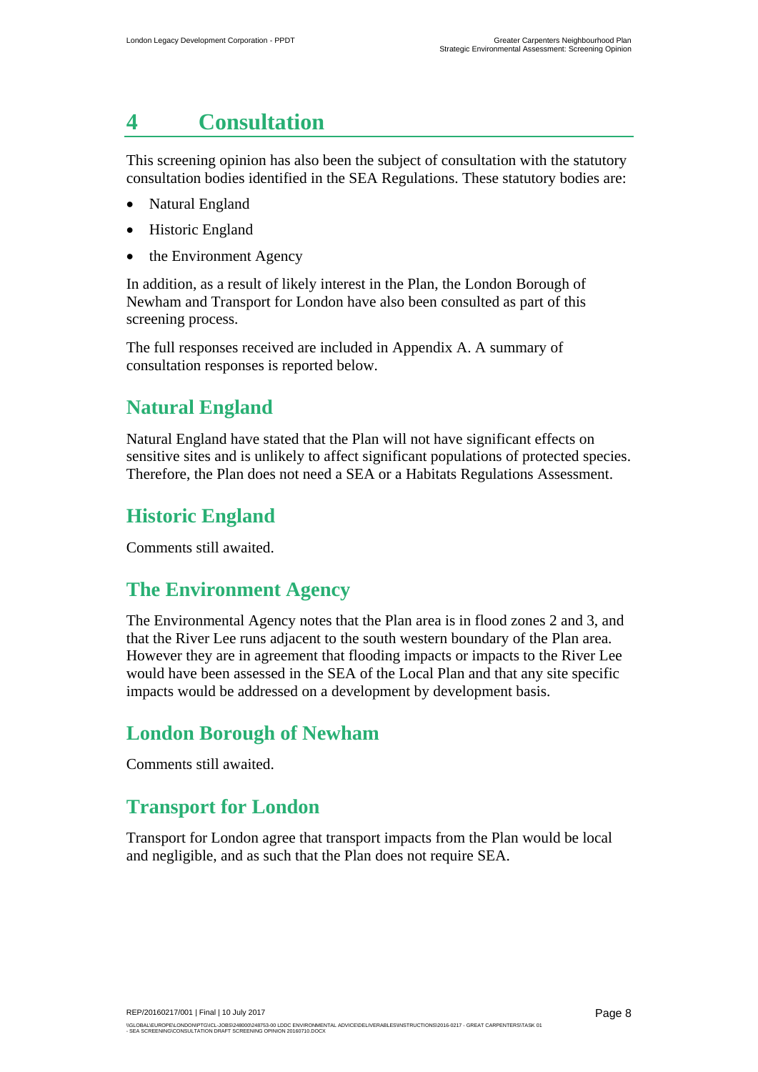# 4 Consultation

This screening opinion has also been the subject of consultation with the statutory consultation bodies identified in the SEA Regulations. These statutory bodies are:

- Natural England
- Historic England
- the Environment Agency

In addition, as a result of likely interest in the Plan, the London Borough of Newham and Transport for London have also been consulted as part of this screening process.

The full responses received are included in Appendix A. A summary of consultation responses is reported below.

## Natural England

Natural England have stated that the Plan will not have significant effects on sensitive sites and is unlikely to affect significant populations of protected species. Therefore, the Plan does not need a SEA or a Habitats Regulations Assessment.

## Historic England

Comments still awaited.

## The Environment Agency

The Environmental Agency notes that the Plan area is in flood zones 2 and 3, and that the River Lee runs adjacent to the south western boundary of the Plan area. However they are in agreement that flooding impacts or impacts to the River Lee would have been assessed in the SEA of the Local Plan and that any site specific impacts would be addressed on a development by development basis.

## London Borough of Newham

Comments still awaited.

## Transport for London

Transport for London agree that transport impacts from the Plan would be local and negligible, and as such that the Plan does not require SEA.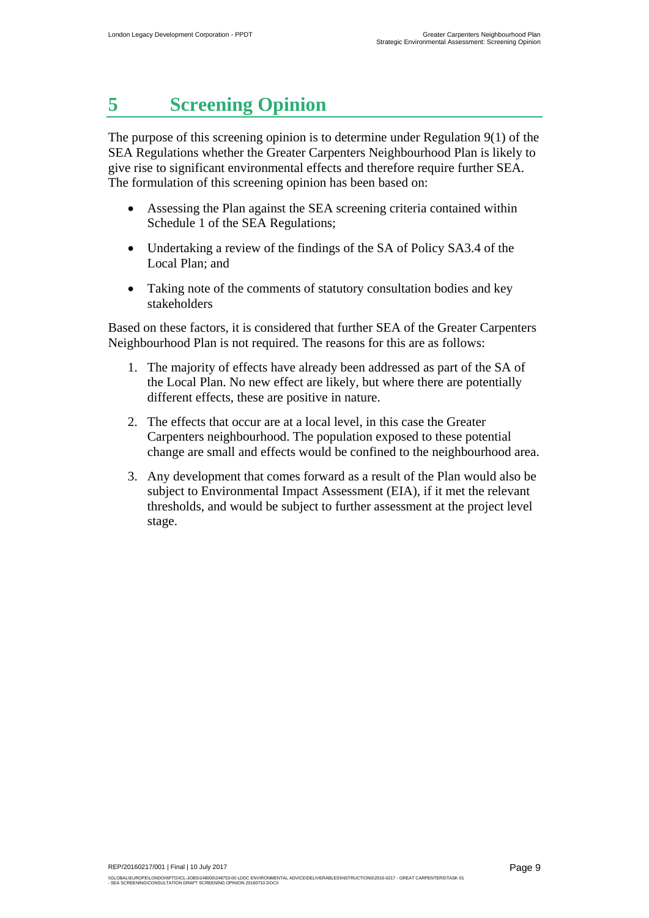# 5 Screening Opinion

The purpose of this screening opinion is to determine under Regulation 9(1) of the SEA Regulations whether the Greater Carpenters Neighbourhood Plan is likely to give rise to significant environmental effects and therefore require further SEA. The formulation of this screening opinion has been based on:

- Assessing the Plan against the SEA screening criteria contained within Schedule 1 of the SEA Regulations;
- Undertaking a review of the findings of the SA of Policy SA3.4 of the Local Plan; and
- Taking note of the comments of statutory consultation bodies and key stakeholders

Based on these factors, it is considered that further SEA of the Greater Carpenters Neighbourhood Plan is not required. The reasons for this are as follows:

1. The majority of effects have already been addressed as part of the SA of the Local Plan. No new effect are likely, but where there are potentially different effects, these are positive in nature.
2. The effects that occur are at a local level, in this case the Greater Carpenters neighbourhood. The population exposed to these potential change are small and effects would be confined to the neighbourhood area.
3. Any development that comes forward as a result of the Plan would also be subject to Environmental Impact Assessment (EIA), if it met the relevant thresholds, and would be subject to further assessment at the project level stage.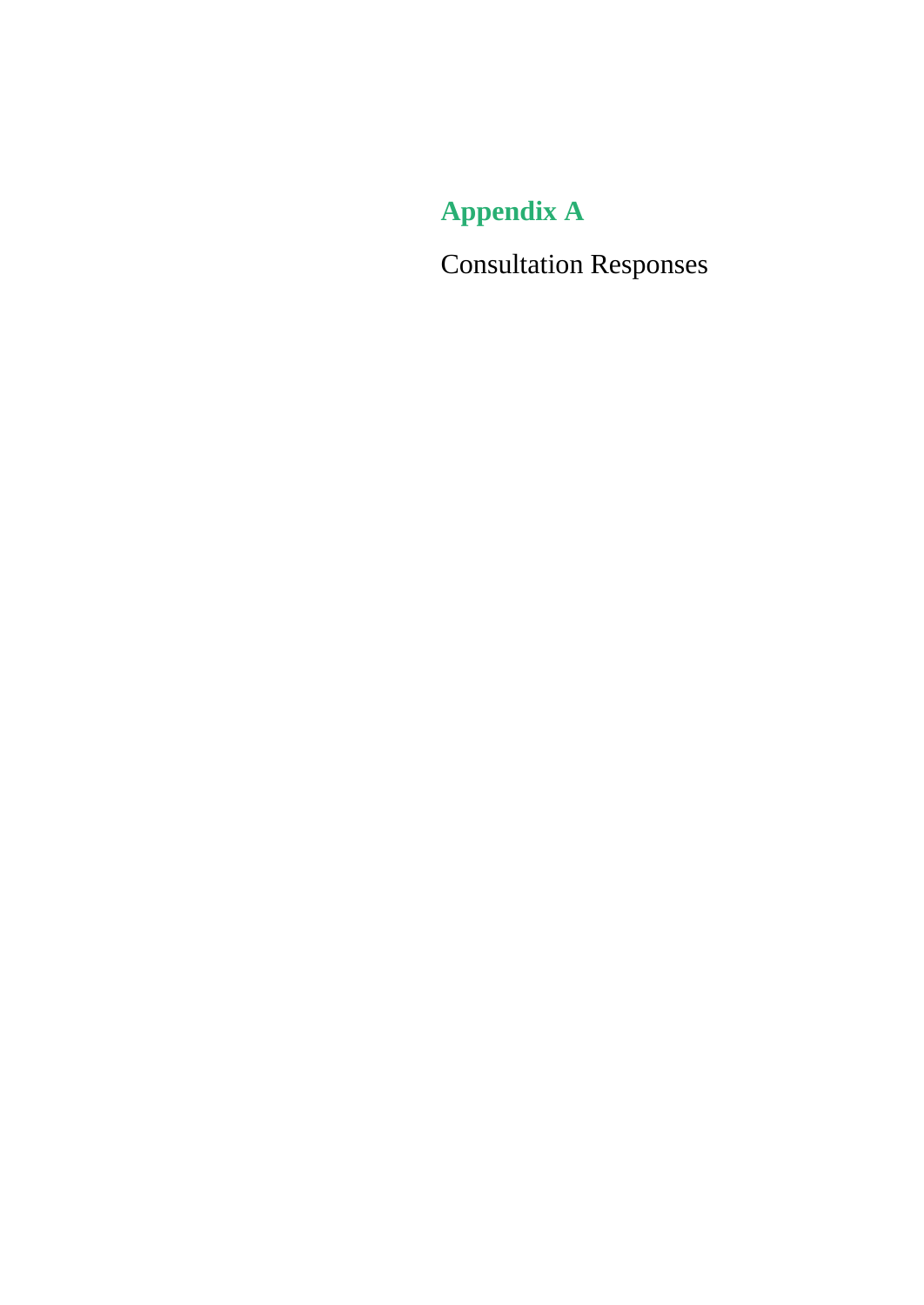# Appendix A

Consultation Responses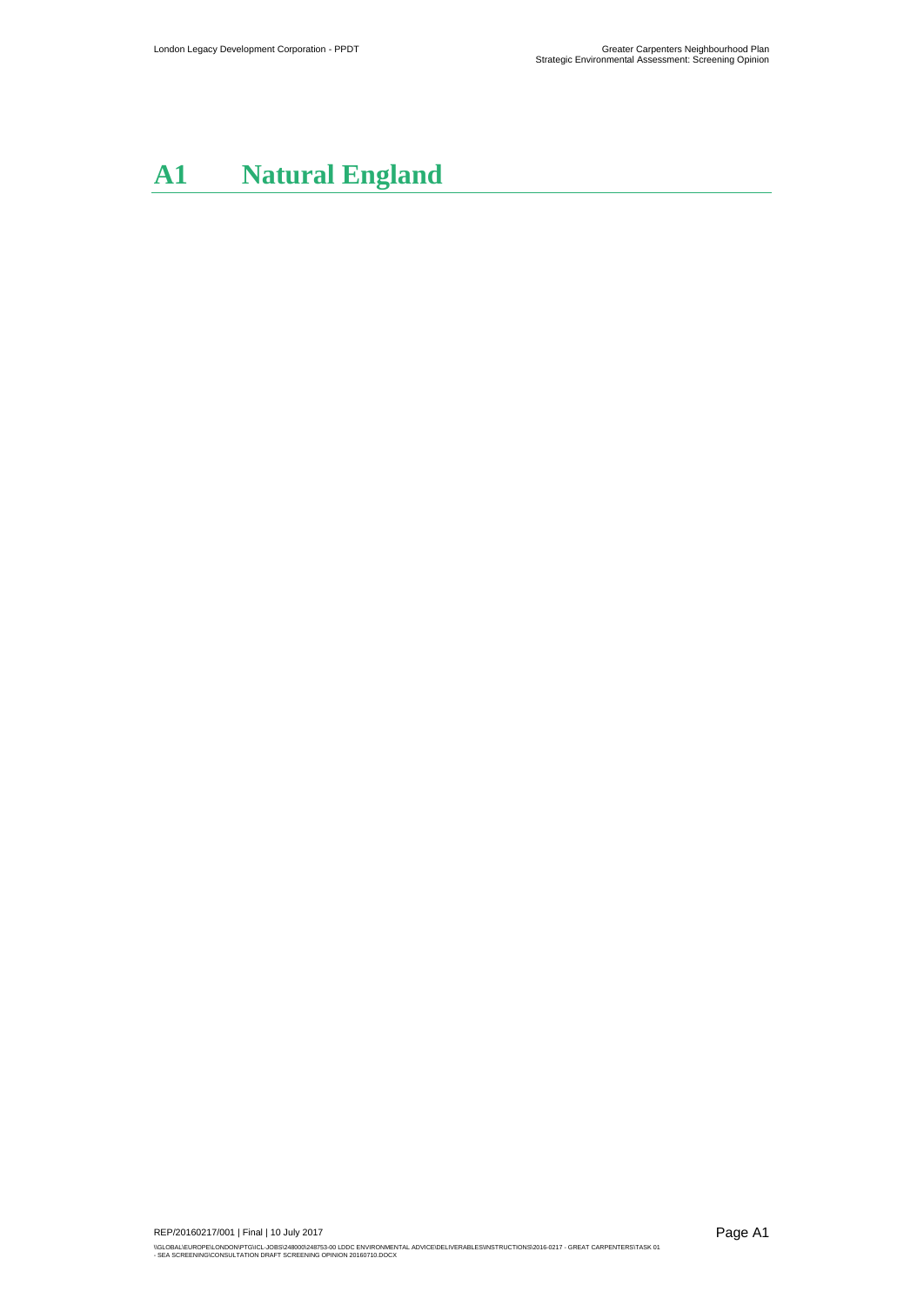# A1 Natural England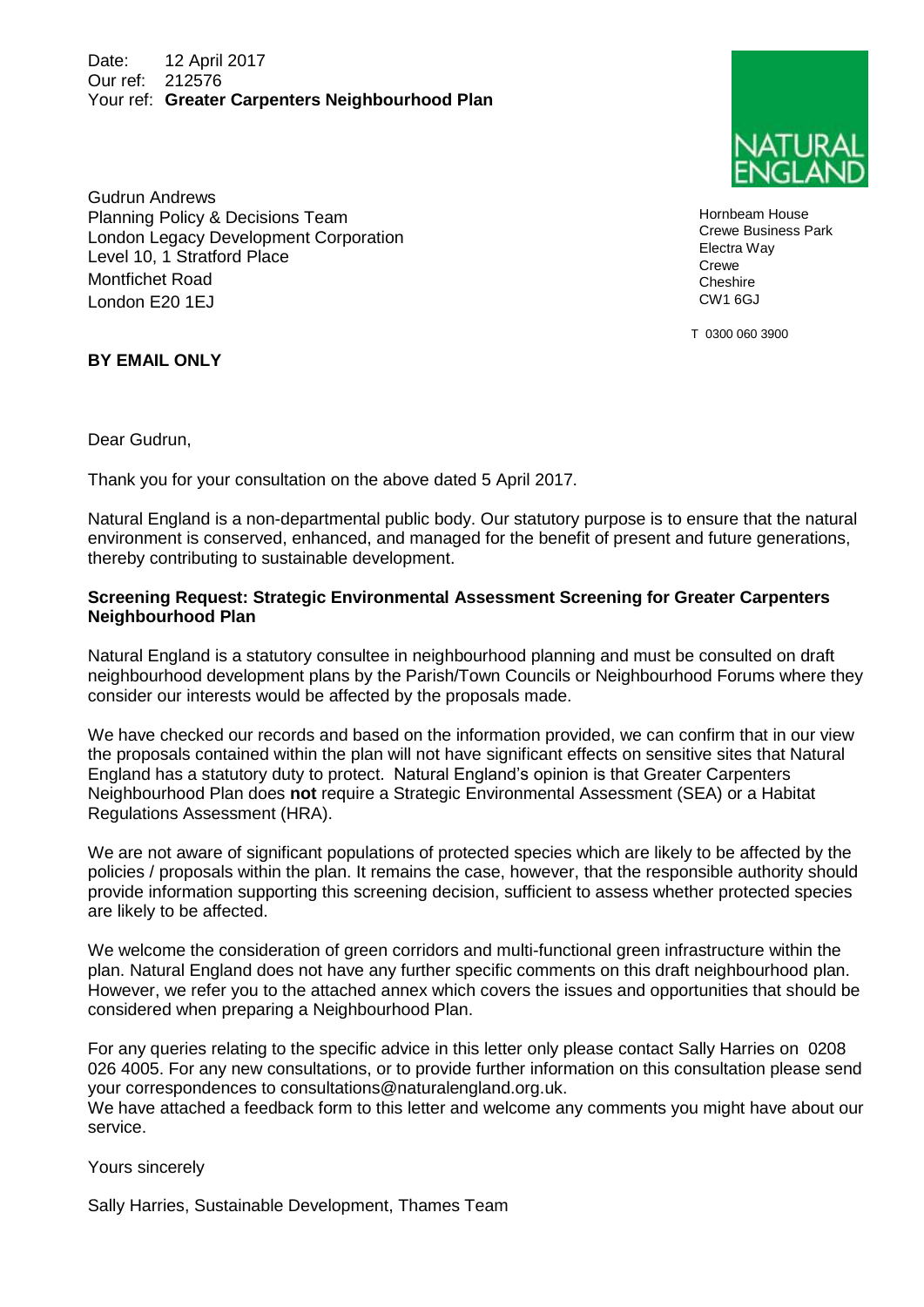Date: 12 April 2017
Our ref: 212576
Your ref: **Greater Carpenters Neighbourhood Plan**

NATURAL ENGLAND

Hornbeam House
Crewe Business Park
Electra Way
Crewe
Cheshire
CW1 6GJ

T 0300 060 3900

Gudrun Andrews
Planning Policy & Decisions Team
London Legacy Development Corporation
Level 10, 1 Stratford Place
Montfichet Road
London E20 1EJ

**BY EMAIL ONLY**

Dear Gudrun,

Thank you for your consultation on the above dated 5 April 2017.

Natural England is a non-departmental public body. Our statutory purpose is to ensure that the natural environment is conserved, enhanced, and managed for the benefit of present and future generations, thereby contributing to sustainable development.

**Screening Request: Strategic Environmental Assessment Screening for Greater Carpenters Neighbourhood Plan**

Natural England is a statutory consultee in neighbourhood planning and must be consulted on draft neighbourhood development plans by the Parish/Town Councils or Neighbourhood Forums where they consider our interests would be affected by the proposals made.

We have checked our records and based on the information provided, we can confirm that in our view the proposals contained within the plan will not have significant effects on sensitive sites that Natural England has a statutory duty to protect. Natural England's opinion is that Greater Carpenters Neighbourhood Plan does **not** require a Strategic Environmental Assessment (SEA) or a Habitat Regulations Assessment (HRA).

We are not aware of significant populations of protected species which are likely to be affected by the policies / proposals within the plan. It remains the case, however, that the responsible authority should provide information supporting this screening decision, sufficient to assess whether protected species are likely to be affected.

We welcome the consideration of green corridors and multi-functional green infrastructure within the plan. Natural England does not have any further specific comments on this draft neighbourhood plan. However, we refer you to the attached annex which covers the issues and opportunities that should be considered when preparing a Neighbourhood Plan.

For any queries relating to the specific advice in this letter only please contact Sally Harries on 0208 026 4005. For any new consultations, or to provide further information on this consultation please send your correspondences to consultations@naturalengland.org.uk.
We have attached a feedback form to this letter and welcome any comments you might have about our service.

Yours sincerely

Sally Harries, Sustainable Development, Thames Team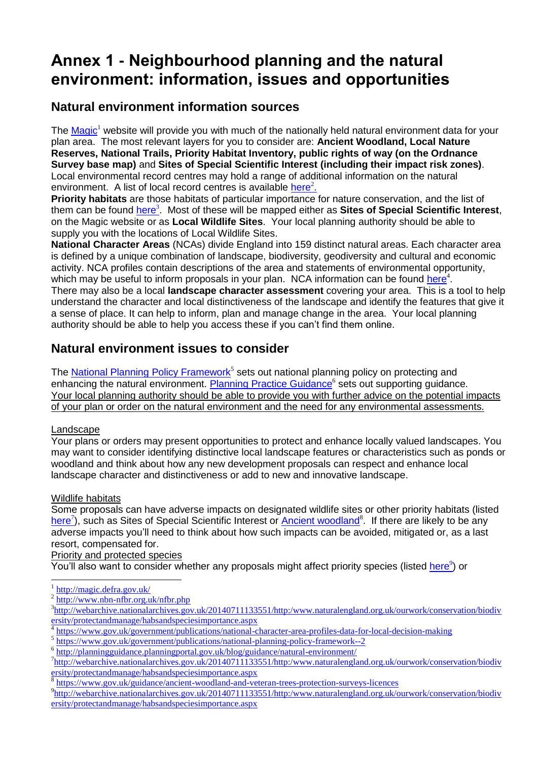# Annex 1 - Neighbourhood planning and the natural environment: information, issues and opportunities

## Natural environment information sources

The Magic[1] website will provide you with much of the nationally held natural environment data for your plan area. The most relevant layers for you to consider are: **Ancient Woodland, Local Nature Reserves, National Trails, Priority Habitat Inventory, public rights of way (on the Ordnance Survey base map)** and **Sites of Special Scientific Interest (including their impact risk zones)**. Local environmental record centres may hold a range of additional information on the natural environment. A list of local record centres is available here[2].

**Priority habitats** are those habitats of particular importance for nature conservation, and the list of them can be found here[3]. Most of these will be mapped either as **Sites of Special Scientific Interest**, on the Magic website or as **Local Wildlife Sites**. Your local planning authority should be able to supply you with the locations of Local Wildlife Sites.

**National Character Areas** (NCAs) divide England into 159 distinct natural areas. Each character area is defined by a unique combination of landscape, biodiversity, geodiversity and cultural and economic activity. NCA profiles contain descriptions of the area and statements of environmental opportunity, which may be useful to inform proposals in your plan. NCA information can be found here[4].

There may also be a local **landscape character assessment** covering your area. This is a tool to help understand the character and local distinctiveness of the landscape and identify the features that give it a sense of place. It can help to inform, plan and manage change in the area. Your local planning authority should be able to help you access these if you can't find them online.

## Natural environment issues to consider

The National Planning Policy Framework[5] sets out national planning policy on protecting and enhancing the natural environment. Planning Practice Guidance[6] sets out supporting guidance. Your local planning authority should be able to provide you with further advice on the potential impacts of your plan or order on the natural environment and the need for any environmental assessments.

Landscape

Your plans or orders may present opportunities to protect and enhance locally valued landscapes. You may want to consider identifying distinctive local landscape features or characteristics such as ponds or woodland and think about how any new development proposals can respect and enhance local landscape character and distinctiveness or add to new and innovative landscape.

Wildlife habitats

Some proposals can have adverse impacts on designated wildlife sites or other priority habitats (listed here[7]), such as Sites of Special Scientific Interest or Ancient woodland[8]. If there are likely to be any adverse impacts you'll need to think about how such impacts can be avoided, mitigated or, as a last resort, compensated for.

Priority and protected species

You'll also want to consider whether any proposals might affect priority species (listed here[9]) or

---

[1] http://magic.defra.gov.uk/

[2] http://www.nbn-nfbr.org.uk/nfbr.php

[3] http://webarchive.nationalarchives.gov.uk/20140711133551/http:/www.naturalengland.org.uk/ourwork/conservation/biodiversity/protectandmanage/habsandspeciesimportance.aspx

[4] https://www.gov.uk/government/publications/national-character-area-profiles-data-for-local-decision-making

[5] https://www.gov.uk/government/publications/national-planning-policy-framework--2

[6] http://planningguidance.planningportal.gov.uk/blog/guidance/natural-environment/

[7] http://webarchive.nationalarchives.gov.uk/20140711133551/http:/www.naturalengland.org.uk/ourwork/conservation/biodiversity/protectandmanage/habsandspeciesimportance.aspx

[8] https://www.gov.uk/guidance/ancient-woodland-and-veteran-trees-protection-surveys-licences

[9] http://webarchive.nationalarchives.gov.uk/20140711133551/http:/www.naturalengland.org.uk/ourwork/conservation/biodiversity/protectandmanage/habsandspeciesimportance.aspx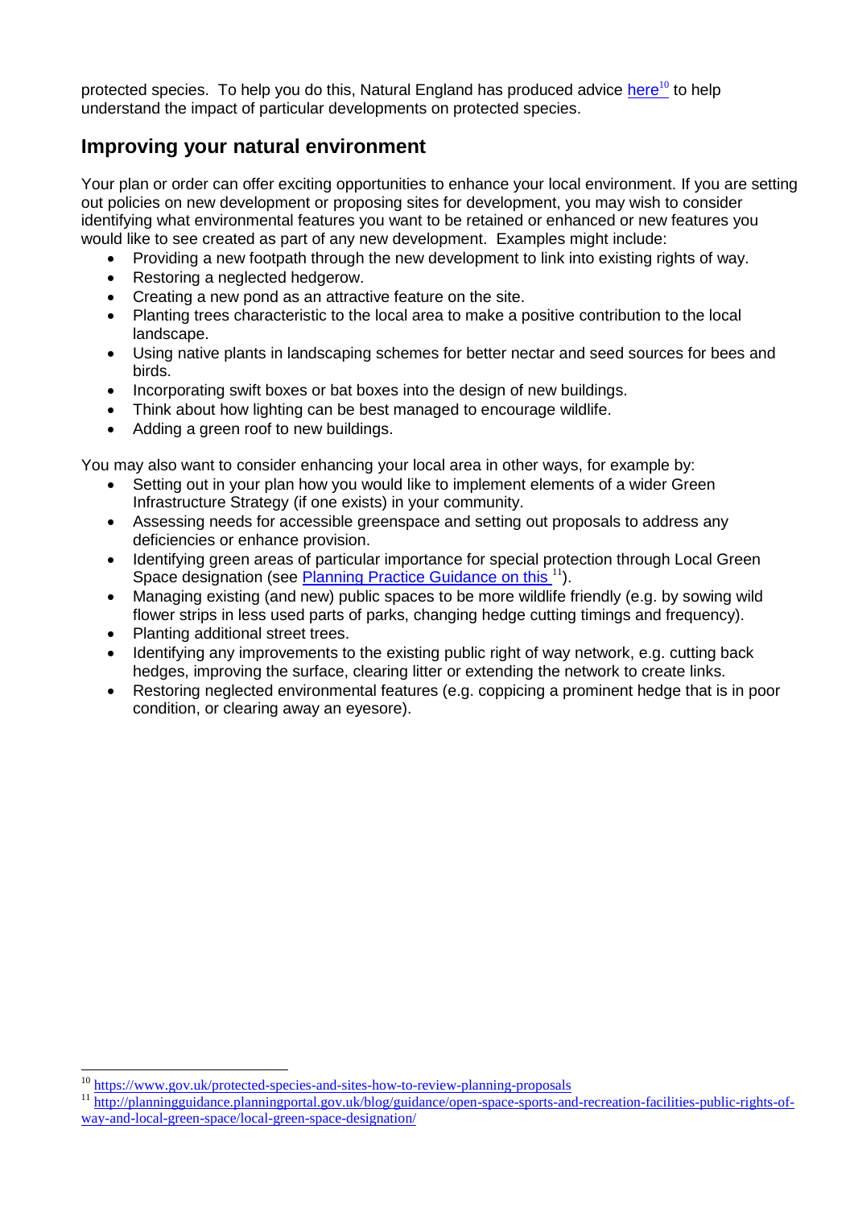protected species. To help you do this, Natural England has produced advice here[10] to help understand the impact of particular developments on protected species.

## Improving your natural environment

Your plan or order can offer exciting opportunities to enhance your local environment. If you are setting out policies on new development or proposing sites for development, you may wish to consider identifying what environmental features you want to be retained or enhanced or new features you would like to see created as part of any new development. Examples might include:

- Providing a new footpath through the new development to link into existing rights of way.
- Restoring a neglected hedgerow.
- Creating a new pond as an attractive feature on the site.
- Planting trees characteristic to the local area to make a positive contribution to the local landscape.
- Using native plants in landscaping schemes for better nectar and seed sources for bees and birds.
- Incorporating swift boxes or bat boxes into the design of new buildings.
- Think about how lighting can be best managed to encourage wildlife.
- Adding a green roof to new buildings.

You may also want to consider enhancing your local area in other ways, for example by:

- Setting out in your plan how you would like to implement elements of a wider Green Infrastructure Strategy (if one exists) in your community.
- Assessing needs for accessible greenspace and setting out proposals to address any deficiencies or enhance provision.
- Identifying green areas of particular importance for special protection through Local Green Space designation (see Planning Practice Guidance on this [11]).
- Managing existing (and new) public spaces to be more wildlife friendly (e.g. by sowing wild flower strips in less used parts of parks, changing hedge cutting timings and frequency).
- Planting additional street trees.
- Identifying any improvements to the existing public right of way network, e.g. cutting back hedges, improving the surface, clearing litter or extending the network to create links.
- Restoring neglected environmental features (e.g. coppicing a prominent hedge that is in poor condition, or clearing away an eyesore).

---

[10] https://www.gov.uk/protected-species-and-sites-how-to-review-planning-proposals

[11] http://planningguidance.planningportal.gov.uk/blog/guidance/open-space-sports-and-recreation-facilities-public-rights-of-way-and-local-green-space/local-green-space-designation/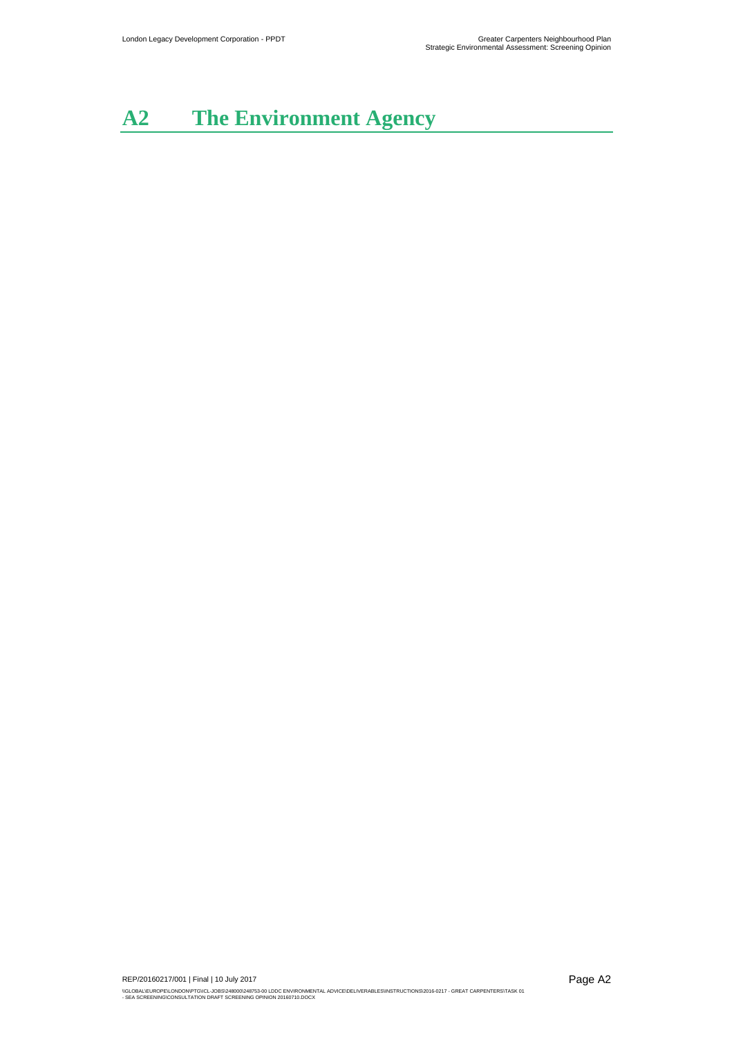# A2 The Environment Agency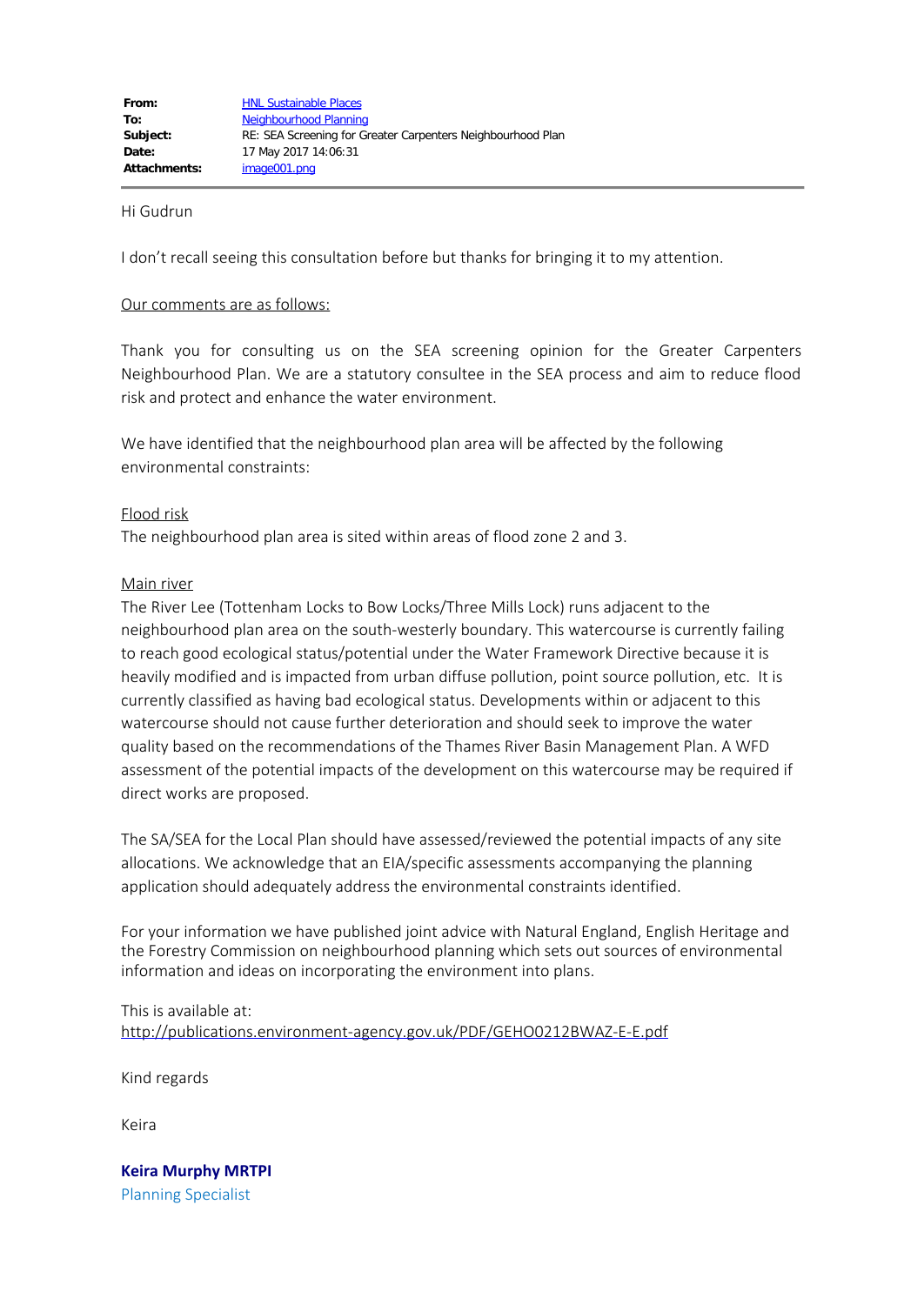| | |
|---|---|
| **From:** | HNL Sustainable Places |
| **To:** | Neighbourhood Planning |
| **Subject:** | RE: SEA Screening for Greater Carpenters Neighbourhood Plan |
| **Date:** | 17 May 2017 14:06:31 |
| **Attachments:** | image001.png |

Hi Gudrun

I don't recall seeing this consultation before but thanks for bringing it to my attention.

Our comments are as follows:

Thank you for consulting us on the SEA screening opinion for the Greater Carpenters Neighbourhood Plan. We are a statutory consultee in the SEA process and aim to reduce flood risk and protect and enhance the water environment.

We have identified that the neighbourhood plan area will be affected by the following environmental constraints:

Flood risk

The neighbourhood plan area is sited within areas of flood zone 2 and 3.

Main river

The River Lee (Tottenham Locks to Bow Locks/Three Mills Lock) runs adjacent to the neighbourhood plan area on the south-westerly boundary. This watercourse is currently failing to reach good ecological status/potential under the Water Framework Directive because it is heavily modified and is impacted from urban diffuse pollution, point source pollution, etc. It is currently classified as having bad ecological status. Developments within or adjacent to this watercourse should not cause further deterioration and should seek to improve the water quality based on the recommendations of the Thames River Basin Management Plan. A WFD assessment of the potential impacts of the development on this watercourse may be required if direct works are proposed.

The SA/SEA for the Local Plan should have assessed/reviewed the potential impacts of any site allocations. We acknowledge that an EIA/specific assessments accompanying the planning application should adequately address the environmental constraints identified.

For your information we have published joint advice with Natural England, English Heritage and the Forestry Commission on neighbourhood planning which sets out sources of environmental information and ideas on incorporating the environment into plans.

This is available at:
http://publications.environment-agency.gov.uk/PDF/GEHO0212BWAZ-E-E.pdf

Kind regards

Keira

**Keira Murphy MRTPI**
Planning Specialist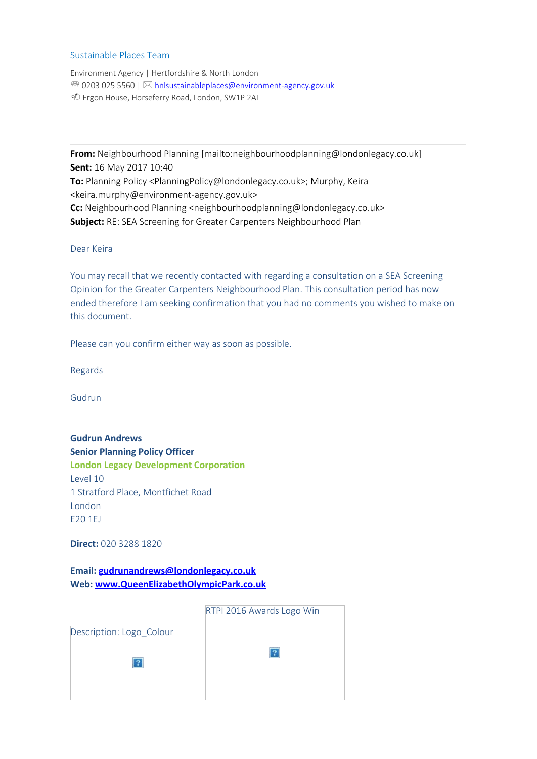Sustainable Places Team

Environment Agency | Hertfordshire & North London
☎ 0203 025 5560 | ✉ hnlsustainableplaces@environment-agency.gov.uk
Ergon House, Horseferry Road, London, SW1P 2AL

---

**From:** Neighbourhood Planning [mailto:neighbourhoodplanning@londonlegacy.co.uk]
**Sent:** 16 May 2017 10:40
**To:** Planning Policy <PlanningPolicy@londonlegacy.co.uk>; Murphy, Keira <keira.murphy@environment-agency.gov.uk>
**Cc:** Neighbourhood Planning <neighbourhoodplanning@londonlegacy.co.uk>
**Subject:** RE: SEA Screening for Greater Carpenters Neighbourhood Plan

Dear Keira

You may recall that we recently contacted with regarding a consultation on a SEA Screening Opinion for the Greater Carpenters Neighbourhood Plan. This consultation period has now ended therefore I am seeking confirmation that you had no comments you wished to make on this document.

Please can you confirm either way as soon as possible.

Regards

Gudrun

**Gudrun Andrews**
**Senior Planning Policy Officer**
**London Legacy Development Corporation**
Level 10
1 Stratford Place, Montfichet Road
London
E20 1EJ

**Direct:** 020 3288 1820

**Email:** **gudrunandrews@londonlegacy.co.uk**
**Web:** **www.QueenElizabethOlympicPark.co.uk**

| Description: Logo_Colour | RTPI 2016 Awards Logo Win |
| --- | --- |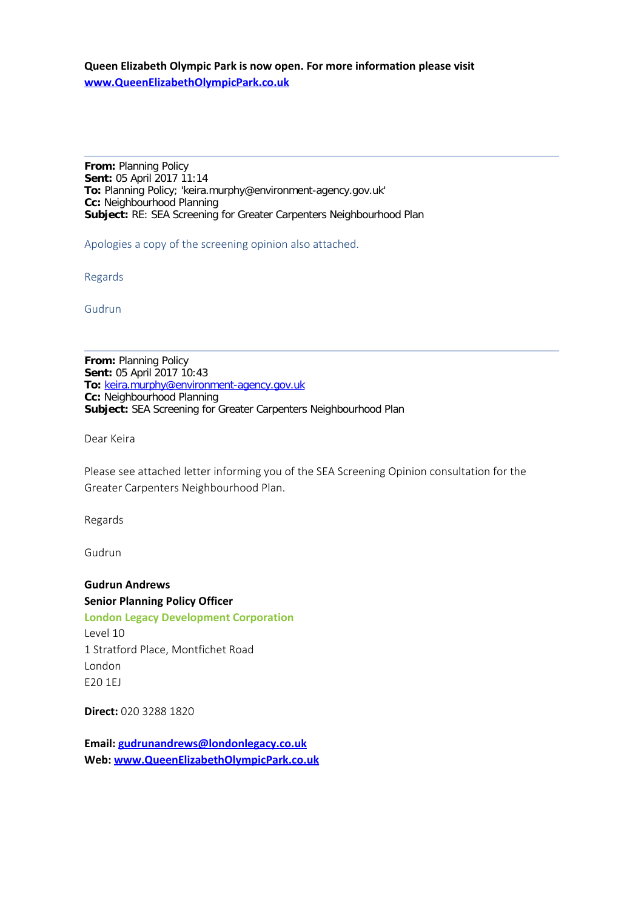**Queen Elizabeth Olympic Park is now open. For more information please visit [www.QueenElizabethOlympicPark.co.uk](http://www.QueenElizabethOlympicPark.co.uk)**

---

**From:** Planning Policy
**Sent:** 05 April 2017 11:14
**To:** Planning Policy; 'keira.murphy@environment-agency.gov.uk'
**Cc:** Neighbourhood Planning
**Subject:** RE: SEA Screening for Greater Carpenters Neighbourhood Plan

Apologies a copy of the screening opinion also attached.

Regards

Gudrun

---

**From:** Planning Policy
**Sent:** 05 April 2017 10:43
**To:** keira.murphy@environment-agency.gov.uk
**Cc:** Neighbourhood Planning
**Subject:** SEA Screening for Greater Carpenters Neighbourhood Plan

Dear Keira

Please see attached letter informing you of the SEA Screening Opinion consultation for the Greater Carpenters Neighbourhood Plan.

Regards

Gudrun

**Gudrun Andrews**
**Senior Planning Policy Officer**
**London Legacy Development Corporation**
Level 10
1 Stratford Place, Montfichet Road
London
E20 1EJ

**Direct:** 020 3288 1820

**Email:** **gudrunandrews@londonlegacy.co.uk**
**Web:** **[www.QueenElizabethOlympicPark.co.uk](http://www.QueenElizabethOlympicPark.co.uk)**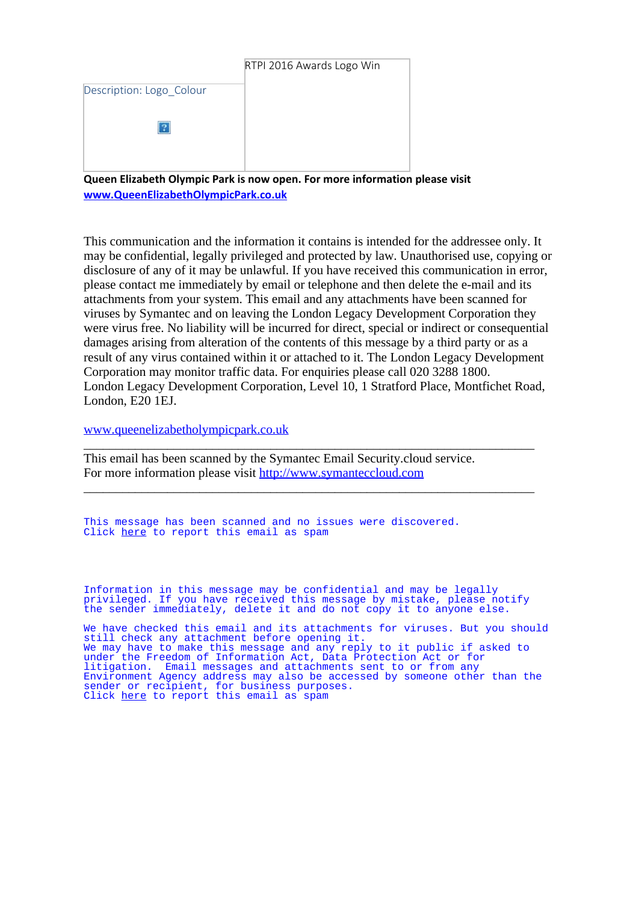| Description: Logo_Colour | RTPI 2016 Awards Logo Win |
| --- | --- |
| ? | |

**Queen Elizabeth Olympic Park is now open. For more information please visit [www.QueenElizabethOlympicPark.co.uk](www.QueenElizabethOlympicPark.co.uk)**

This communication and the information it contains is intended for the addressee only. It may be confidential, legally privileged and protected by law. Unauthorised use, copying or disclosure of any of it may be unlawful. If you have received this communication in error, please contact me immediately by email or telephone and then delete the e-mail and its attachments from your system. This email and any attachments have been scanned for viruses by Symantec and on leaving the London Legacy Development Corporation they were virus free. No liability will be incurred for direct, special or indirect or consequential damages arising from alteration of the contents of this message by a third party or as a result of any virus contained within it or attached to it. The London Legacy Development Corporation may monitor traffic data. For enquiries please call 020 3288 1800.
London Legacy Development Corporation, Level 10, 1 Stratford Place, Montfichet Road, London, E20 1EJ.

[www.queenelizabetholympicpark.co.uk](www.queenelizabetholympicpark.co.uk)

---

This email has been scanned by the Symantec Email Security.cloud service.
For more information please visit http://www.symanteccloud.com

---

This message has been scanned and no issues were discovered.
Click here to report this email as spam

Information in this message may be confidential and may be legally privileged. If you have received this message by mistake, please notify the sender immediately, delete it and do not copy it to anyone else.

We have checked this email and its attachments for viruses. But you should still check any attachment before opening it.
We may have to make this message and any reply to it public if asked to under the Freedom of Information Act, Data Protection Act or for litigation. Email messages and attachments sent to or from any Environment Agency address may also be accessed by someone other than the sender or recipient, for business purposes.
Click here to report this email as spam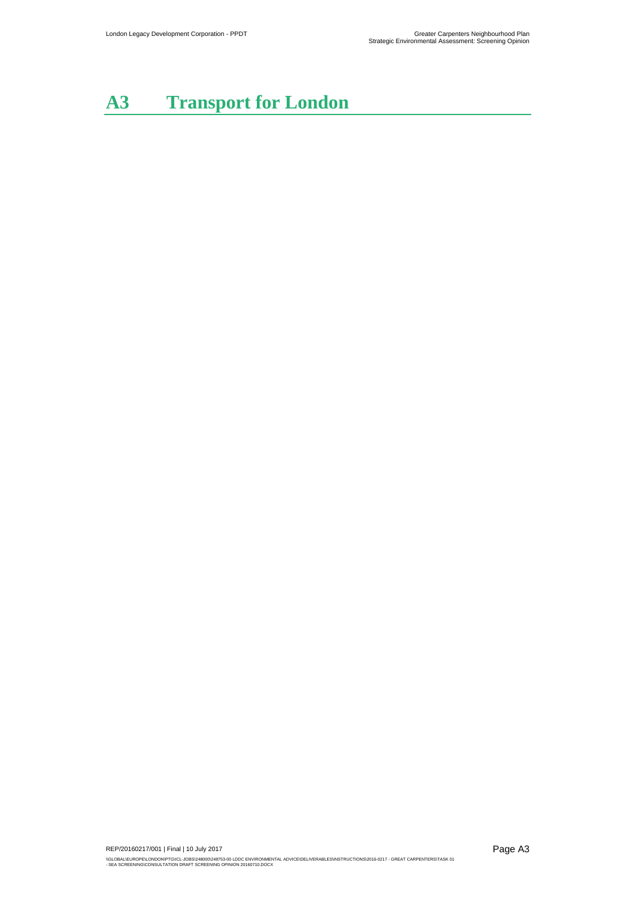# A3 Transport for London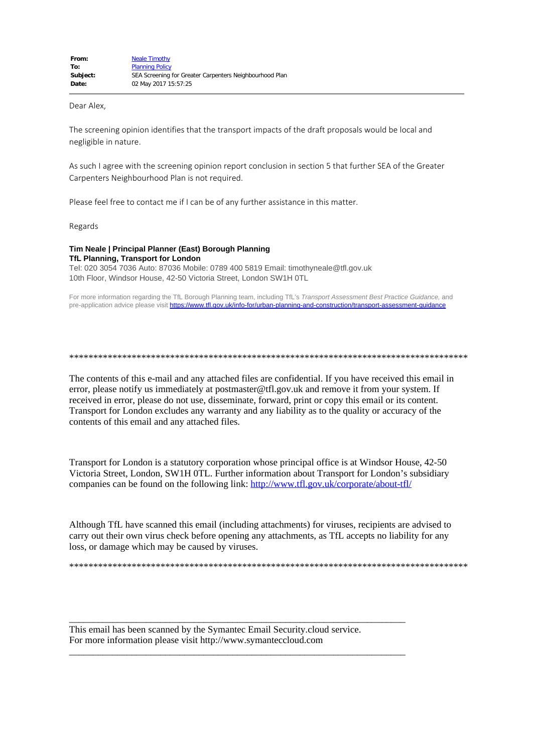**From:** Neale Timothy
**To:** Planning Policy
**Subject:** SEA Screening for Greater Carpenters Neighbourhood Plan
**Date:** 02 May 2017 15:57:25

---

Dear Alex,

The screening opinion identifies that the transport impacts of the draft proposals would be local and negligible in nature.

As such I agree with the screening opinion report conclusion in section 5 that further SEA of the Greater Carpenters Neighbourhood Plan is not required.

Please feel free to contact me if I can be of any further assistance in this matter.

Regards

**Tim Neale | Principal Planner (East) Borough Planning**
**TfL Planning, Transport for London**
Tel: 020 3054 7036 Auto: 87036 Mobile: 0789 400 5819 Email: timothyneale@tfl.gov.uk
10th Floor, Windsor House, 42-50 Victoria Street, London SW1H 0TL

For more information regarding the TfL Borough Planning team, including TfL's *Transport Assessment Best Practice Guidance*, and pre-application advice please visit https://www.tfl.gov.uk/info-for/urban-planning-and-construction/transport-assessment-guidance

************************************************************************************

The contents of this e-mail and any attached files are confidential. If you have received this email in error, please notify us immediately at postmaster@tfl.gov.uk and remove it from your system. If received in error, please do not use, disseminate, forward, print or copy this email or its content. Transport for London excludes any warranty and any liability as to the quality or accuracy of the contents of this email and any attached files.

Transport for London is a statutory corporation whose principal office is at Windsor House, 42-50 Victoria Street, London, SW1H 0TL. Further information about Transport for London's subsidiary companies can be found on the following link: http://www.tfl.gov.uk/corporate/about-tfl/

Although TfL have scanned this email (including attachments) for viruses, recipients are advised to carry out their own virus check before opening any attachments, as TfL accepts no liability for any loss, or damage which may be caused by viruses.

************************************************************************************

---

This email has been scanned by the Symantec Email Security.cloud service.
For more information please visit http://www.symanteccloud.com

---